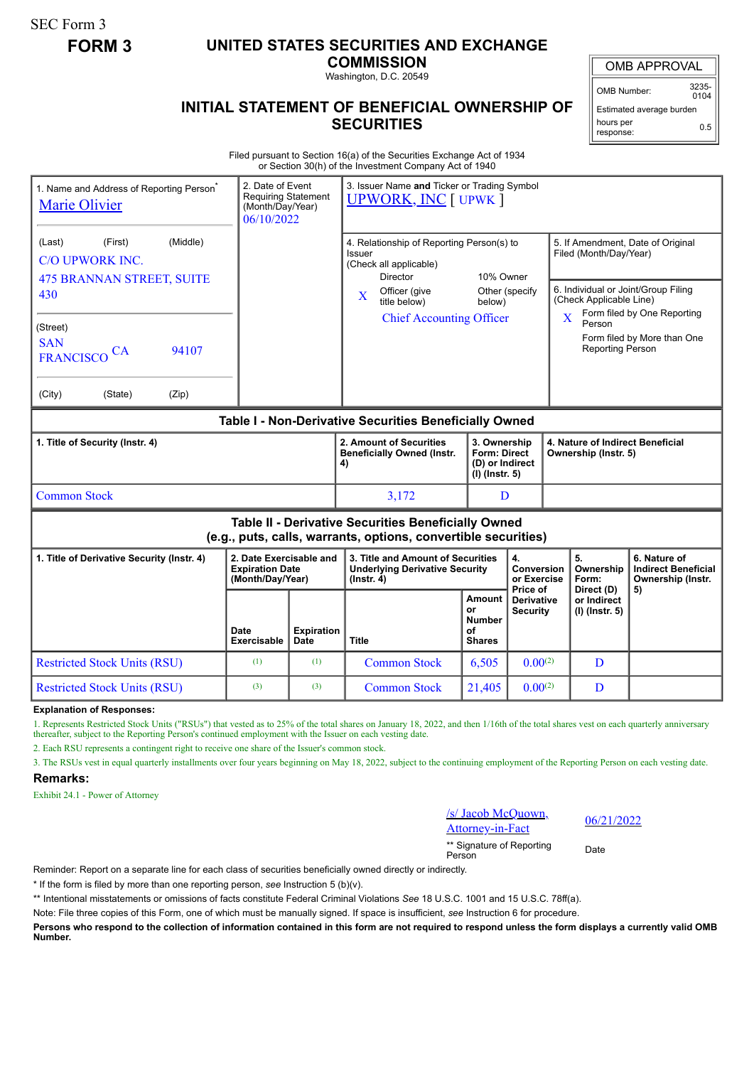SEC Form 3

**FORM 3**

# UNITED STATES SECURITIES AND EXCHANGE COMMISSION

Washington, D.C. 20549

## INITIAL STATEMENT OF BENEFICIAL OWNERSHIP OF SECURITIES

| OMB APPROVAL | |
|---|---|
| OMB Number: | 3235-0104 |
| Estimated average burden | |
| hours per response: | 0.5 |

Filed pursuant to Section 16(a) of the Securities Exchange Act of 1934 or Section 30(h) of the Investment Company Act of 1940

| 1. Name and Address of Reporting Person* | 2. Date of Event Requiring Statement (Month/Day/Year) | 3. Issuer Name and Ticker or Trading Symbol |
|---|---|---|
| Marie Olivier | 06/10/2022 | UPWORK, INC [ UPWK ] |
| (Last) (First) (Middle) C/O UPWORK INC. 475 BRANNAN STREET, SUITE 430 | | 4. Relationship of Reporting Person(s) to Issuer (Check all applicable): Director; 10% Owner; X Officer (give title below); Other (specify below) — Chief Accounting Officer |
| (Street) SAN FRANCISCO CA 94107 | | 5. If Amendment, Date of Original Filed (Month/Day/Year) |
| (City) (State) (Zip) | | 6. Individual or Joint/Group Filing (Check Applicable Line): X Form filed by One Reporting Person; Form filed by More than One Reporting Person |

**Table I - Non-Derivative Securities Beneficially Owned**

| 1. Title of Security (Instr. 4) | 2. Amount of Securities Beneficially Owned (Instr. 4) | 3. Ownership Form: Direct (D) or Indirect (I) (Instr. 5) | 4. Nature of Indirect Beneficial Ownership (Instr. 5) |
|---|---|---|---|
| Common Stock | 3,172 | D | |

**Table II - Derivative Securities Beneficially Owned (e.g., puts, calls, warrants, options, convertible securities)**

| 1. Title of Derivative Security (Instr. 4) | 2. Date Exercisable and Expiration Date (Month/Day/Year) | | 3. Title and Amount of Securities Underlying Derivative Security (Instr. 4) | | 4. Conversion or Exercise Price of Derivative Security | 5. Ownership Form: Direct (D) or Indirect (I) (Instr. 5) | 6. Nature of Indirect Beneficial Ownership (Instr. 5) |
|---|---|---|---|---|---|---|---|
| | Date Exercisable | Expiration Date | Title | Amount or Number of Shares | | | |
| Restricted Stock Units (RSU) | (1) | (1) | Common Stock | 6,505 | 0.00(2) | D | |
| Restricted Stock Units (RSU) | (3) | (3) | Common Stock | 21,405 | 0.00(2) | D | |

**Explanation of Responses:**

1. Represents Restricted Stock Units ("RSUs") that vested as to 25% of the total shares on January 18, 2022, and then 1/16th of the total shares vest on each quarterly anniversary thereafter, subject to the Reporting Person's continued employment with the Issuer on each vesting date.

2. Each RSU represents a contingent right to receive one share of the Issuer's common stock.

3. The RSUs vest in equal quarterly installments over four years beginning on May 18, 2022, subject to the continuing employment of the Reporting Person on each vesting date.

**Remarks:**

Exhibit 24.1 - Power of Attorney

| /s/ Jacob McQuown, Attorney-in-Fact | 06/21/2022 |
|---|---|
| ** Signature of Reporting Person | Date |

Reminder: Report on a separate line for each class of securities beneficially owned directly or indirectly.

\* If the form is filed by more than one reporting person, *see* Instruction 5 (b)(v).

** Intentional misstatements or omissions of facts constitute Federal Criminal Violations *See* 18 U.S.C. 1001 and 15 U.S.C. 78ff(a).

Note: File three copies of this Form, one of which must be manually signed. If space is insufficient, *see* Instruction 6 for procedure.

**Persons who respond to the collection of information contained in this form are not required to respond unless the form displays a currently valid OMB Number.**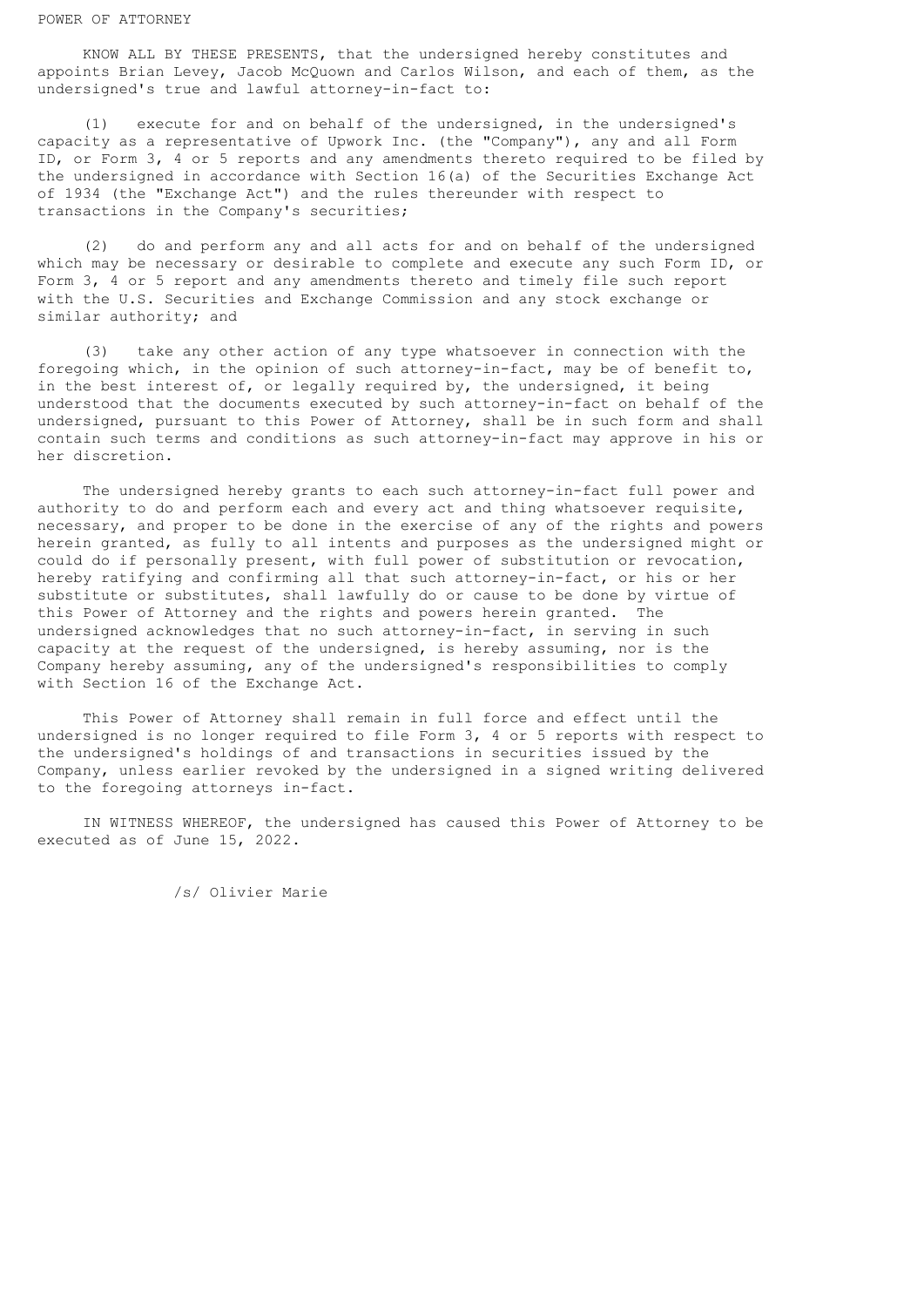# POWER OF ATTORNEY

KNOW ALL BY THESE PRESENTS, that the undersigned hereby constitutes and appoints Brian Levey, Jacob McQuown and Carlos Wilson, and each of them, as the undersigned's true and lawful attorney-in-fact to:

(1) execute for and on behalf of the undersigned, in the undersigned's capacity as a representative of Upwork Inc. (the "Company"), any and all Form ID, or Form 3, 4 or 5 reports and any amendments thereto required to be filed by the undersigned in accordance with Section 16(a) of the Securities Exchange Act of 1934 (the "Exchange Act") and the rules thereunder with respect to transactions in the Company's securities;

(2) do and perform any and all acts for and on behalf of the undersigned which may be necessary or desirable to complete and execute any such Form ID, or Form 3, 4 or 5 report and any amendments thereto and timely file such report with the U.S. Securities and Exchange Commission and any stock exchange or similar authority; and

(3) take any other action of any type whatsoever in connection with the foregoing which, in the opinion of such attorney-in-fact, may be of benefit to, in the best interest of, or legally required by, the undersigned, it being understood that the documents executed by such attorney-in-fact on behalf of the undersigned, pursuant to this Power of Attorney, shall be in such form and shall contain such terms and conditions as such attorney-in-fact may approve in his or her discretion.

The undersigned hereby grants to each such attorney-in-fact full power and authority to do and perform each and every act and thing whatsoever requisite, necessary, and proper to be done in the exercise of any of the rights and powers herein granted, as fully to all intents and purposes as the undersigned might or could do if personally present, with full power of substitution or revocation, hereby ratifying and confirming all that such attorney-in-fact, or his or her substitute or substitutes, shall lawfully do or cause to be done by virtue of this Power of Attorney and the rights and powers herein granted. The undersigned acknowledges that no such attorney-in-fact, in serving in such capacity at the request of the undersigned, is hereby assuming, nor is the Company hereby assuming, any of the undersigned's responsibilities to comply with Section 16 of the Exchange Act.

This Power of Attorney shall remain in full force and effect until the undersigned is no longer required to file Form 3, 4 or 5 reports with respect to the undersigned's holdings of and transactions in securities issued by the Company, unless earlier revoked by the undersigned in a signed writing delivered to the foregoing attorneys in-fact.

IN WITNESS WHEREOF, the undersigned has caused this Power of Attorney to be executed as of June 15, 2022.

/s/ Olivier Marie